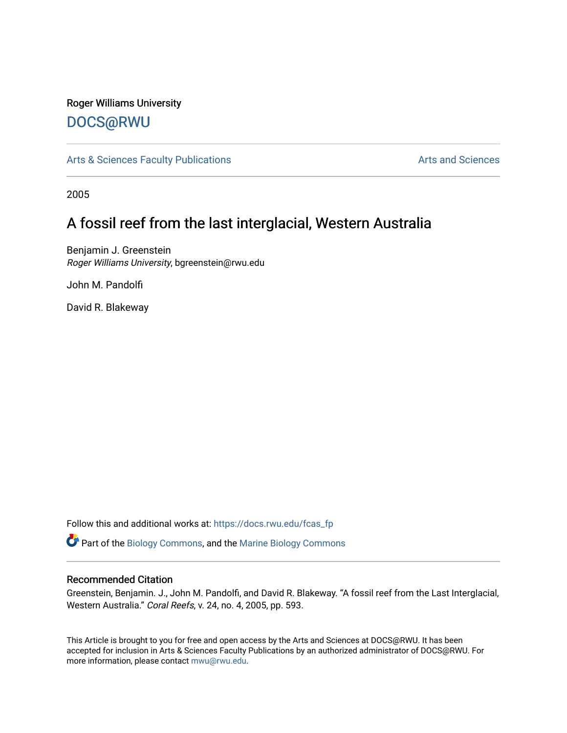Roger Williams University

DOCS@RWU

Arts & Sciences Faculty Publications

Arts and Sciences

2005

# A fossil reef from the last interglacial, Western Australia

Benjamin J. Greenstein
*Roger Williams University*, bgreenstein@rwu.edu

John M. Pandolfi

David R. Blakeway

Follow this and additional works at: https://docs.rwu.edu/fcas_fp

Part of the Biology Commons, and the Marine Biology Commons

## Recommended Citation

Greenstein, Benjamin. J., John M. Pandolfi, and David R. Blakeway. "A fossil reef from the Last Interglacial, Western Australia." *Coral Reefs*, v. 24, no. 4, 2005, pp. 593.

This Article is brought to you for free and open access by the Arts and Sciences at DOCS@RWU. It has been accepted for inclusion in Arts & Sciences Faculty Publications by an authorized administrator of DOCS@RWU. For more information, please contact mwu@rwu.edu.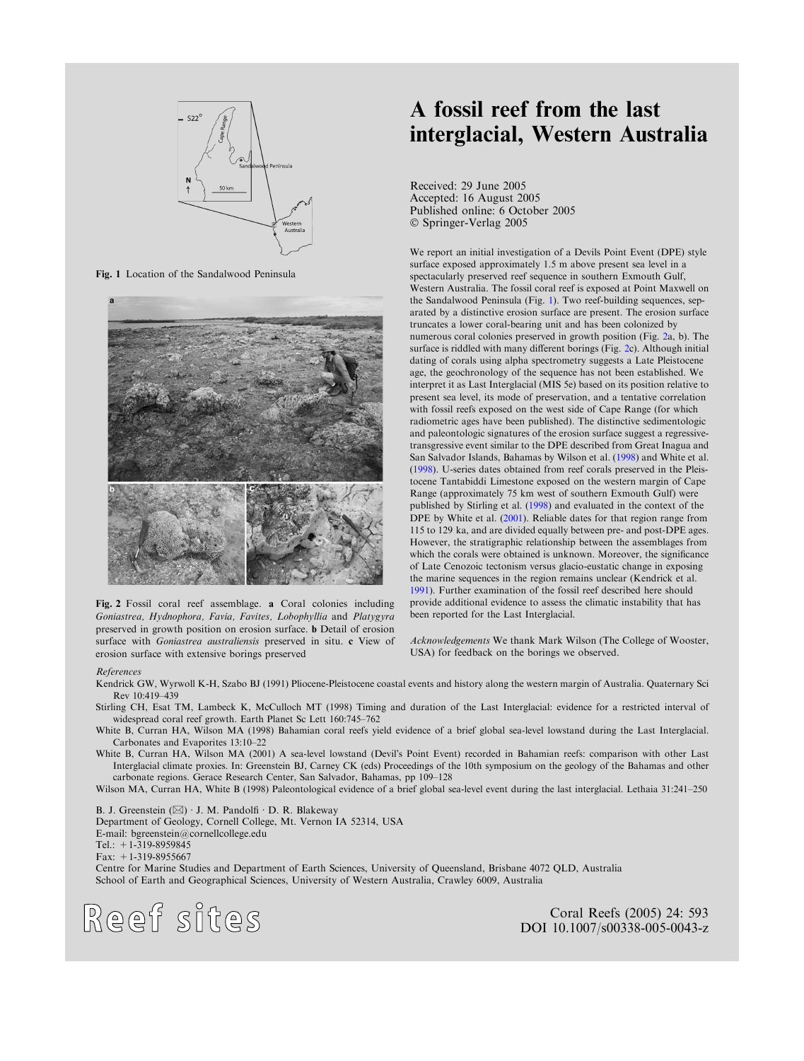# A fossil reef from the last interglacial, Western Australia

Received: 29 June 2005
Accepted: 16 August 2005
Published online: 6 October 2005
© Springer-Verlag 2005

S22°

Cape Range

Sandalwood Peninsula

N

50 km

Western Australia

Fig. 1 Location of the Sandalwood Peninsula

Fig. 2 Fossil coral reef assemblage. **a** Coral colonies including *Goniastrea, Hydnophora, Favia, Favites, Lobophyllia* and *Platygyra* preserved in growth position on erosion surface. **b** Detail of erosion surface with *Goniastrea australiensis* preserved in situ. **c** View of erosion surface with extensive borings preserved

We report an initial investigation of a Devils Point Event (DPE) style surface exposed approximately 1.5 m above present sea level in a spectacularly preserved reef sequence in southern Exmouth Gulf, Western Australia. The fossil coral reef is exposed at Point Maxwell on the Sandalwood Peninsula (Fig. 1). Two reef-building sequences, separated by a distinctive erosion surface are present. The erosion surface truncates a lower coral-bearing unit and has been colonized by numerous coral colonies preserved in growth position (Fig. 2a, b). The surface is riddled with many different borings (Fig. 2c). Although initial dating of corals using alpha spectrometry suggests a Late Pleistocene age, the geochronology of the sequence has not been established. We interpret it as Last Interglacial (MIS 5e) based on its position relative to present sea level, its mode of preservation, and a tentative correlation with fossil reefs exposed on the west side of Cape Range (for which radiometric ages have been published). The distinctive sedimentologic and paleontologic signatures of the erosion surface suggest a regressive-transgressive event similar to the DPE described from Great Inagua and San Salvador Islands, Bahamas by Wilson et al. (1998) and White et al. (1998). U-series dates obtained from reef corals preserved in the Pleistocene Tantabiddi Limestone exposed on the western margin of Cape Range (approximately 75 km west of southern Exmouth Gulf) were published by Stirling et al. (1998) and evaluated in the context of the DPE by White et al. (2001). Reliable dates for that region range from 115 to 129 ka, and are divided equally between pre- and post-DPE ages. However, the stratigraphic relationship between the assemblages from which the corals were obtained is unknown. Moreover, the significance of Late Cenozoic tectonism versus glacio-eustatic change in exposing the marine sequences in the region remains unclear (Kendrick et al. 1991). Further examination of the fossil reef described here should provide additional evidence to assess the climatic instability that has been reported for the Last Interglacial.

*Acknowledgements* We thank Mark Wilson (The College of Wooster, USA) for feedback on the borings we observed.

*References*

Kendrick GW, Wyrwoll K-H, Szabo BJ (1991) Pliocene-Pleistocene coastal events and history along the western margin of Australia. Quaternary Sci Rev 10:419–439

Stirling CH, Esat TM, Lambeck K, McCulloch MT (1998) Timing and duration of the Last Interglacial: evidence for a restricted interval of widespread coral reef growth. Earth Planet Sc Lett 160:745–762

White B, Curran HA, Wilson MA (1998) Bahamian coral reefs yield evidence of a brief global sea-level lowstand during the Last Interglacial. Carbonates and Evaporites 13:10–22

White B, Curran HA, Wilson MA (2001) A sea-level lowstand (Devil's Point Event) recorded in Bahamian reefs: comparison with other Last Interglacial climate proxies. In: Greenstein BJ, Carney CK (eds) Proceedings of the 10th symposium on the geology of the Bahamas and other carbonate regions. Gerace Research Center, San Salvador, Bahamas, pp 109–128

Wilson MA, Curran HA, White B (1998) Paleontological evidence of a brief global sea-level event during the last interglacial. Lethaia 31:241–250

B. J. Greenstein (✉) · J. M. Pandolfi · D. R. Blakeway
Department of Geology, Cornell College, Mt. Vernon IA 52314, USA
E-mail: bgreenstein@cornellcollege.edu
Tel.: +1-319-8959845
Fax: +1-319-8955667
Centre for Marine Studies and Department of Earth Sciences, University of Queensland, Brisbane 4072 QLD, Australia
School of Earth and Geographical Sciences, University of Western Australia, Crawley 6009, Australia

Reef sites

DOI 10.1007/s00338-005-0043-z